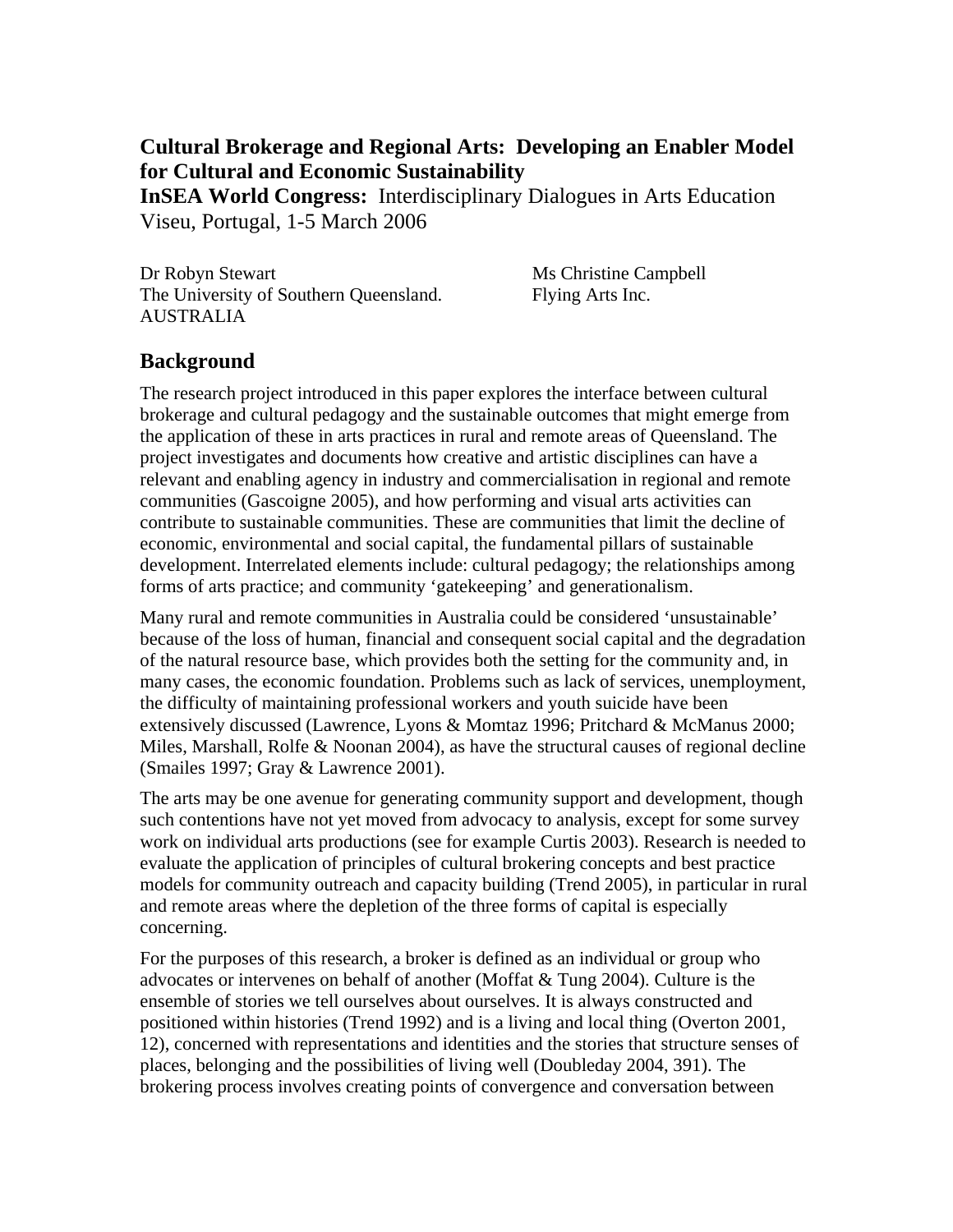# Cultural Brokerage and Regional Arts: Developing an Enabler Model for Cultural and Economic Sustainability

**InSEA World Congress:** Interdisciplinary Dialogues in Arts Education
Viseu, Portugal, 1-5 March 2006

Dr Robyn Stewart
The University of Southern Queensland.
AUSTRALIA

Ms Christine Campbell
Flying Arts Inc.

## Background

The research project introduced in this paper explores the interface between cultural brokerage and cultural pedagogy and the sustainable outcomes that might emerge from the application of these in arts practices in rural and remote areas of Queensland. The project investigates and documents how creative and artistic disciplines can have a relevant and enabling agency in industry and commercialisation in regional and remote communities (Gascoigne 2005), and how performing and visual arts activities can contribute to sustainable communities. These are communities that limit the decline of economic, environmental and social capital, the fundamental pillars of sustainable development. Interrelated elements include: cultural pedagogy; the relationships among forms of arts practice; and community 'gatekeeping' and generationalism.

Many rural and remote communities in Australia could be considered 'unsustainable' because of the loss of human, financial and consequent social capital and the degradation of the natural resource base, which provides both the setting for the community and, in many cases, the economic foundation. Problems such as lack of services, unemployment, the difficulty of maintaining professional workers and youth suicide have been extensively discussed (Lawrence, Lyons & Momtaz 1996; Pritchard & McManus 2000; Miles, Marshall, Rolfe & Noonan 2004), as have the structural causes of regional decline (Smailes 1997; Gray & Lawrence 2001).

The arts may be one avenue for generating community support and development, though such contentions have not yet moved from advocacy to analysis, except for some survey work on individual arts productions (see for example Curtis 2003). Research is needed to evaluate the application of principles of cultural brokering concepts and best practice models for community outreach and capacity building (Trend 2005), in particular in rural and remote areas where the depletion of the three forms of capital is especially concerning.

For the purposes of this research, a broker is defined as an individual or group who advocates or intervenes on behalf of another (Moffat & Tung 2004). Culture is the ensemble of stories we tell ourselves about ourselves. It is always constructed and positioned within histories (Trend 1992) and is a living and local thing (Overton 2001, 12), concerned with representations and identities and the stories that structure senses of places, belonging and the possibilities of living well (Doubleday 2004, 391). The brokering process involves creating points of convergence and conversation between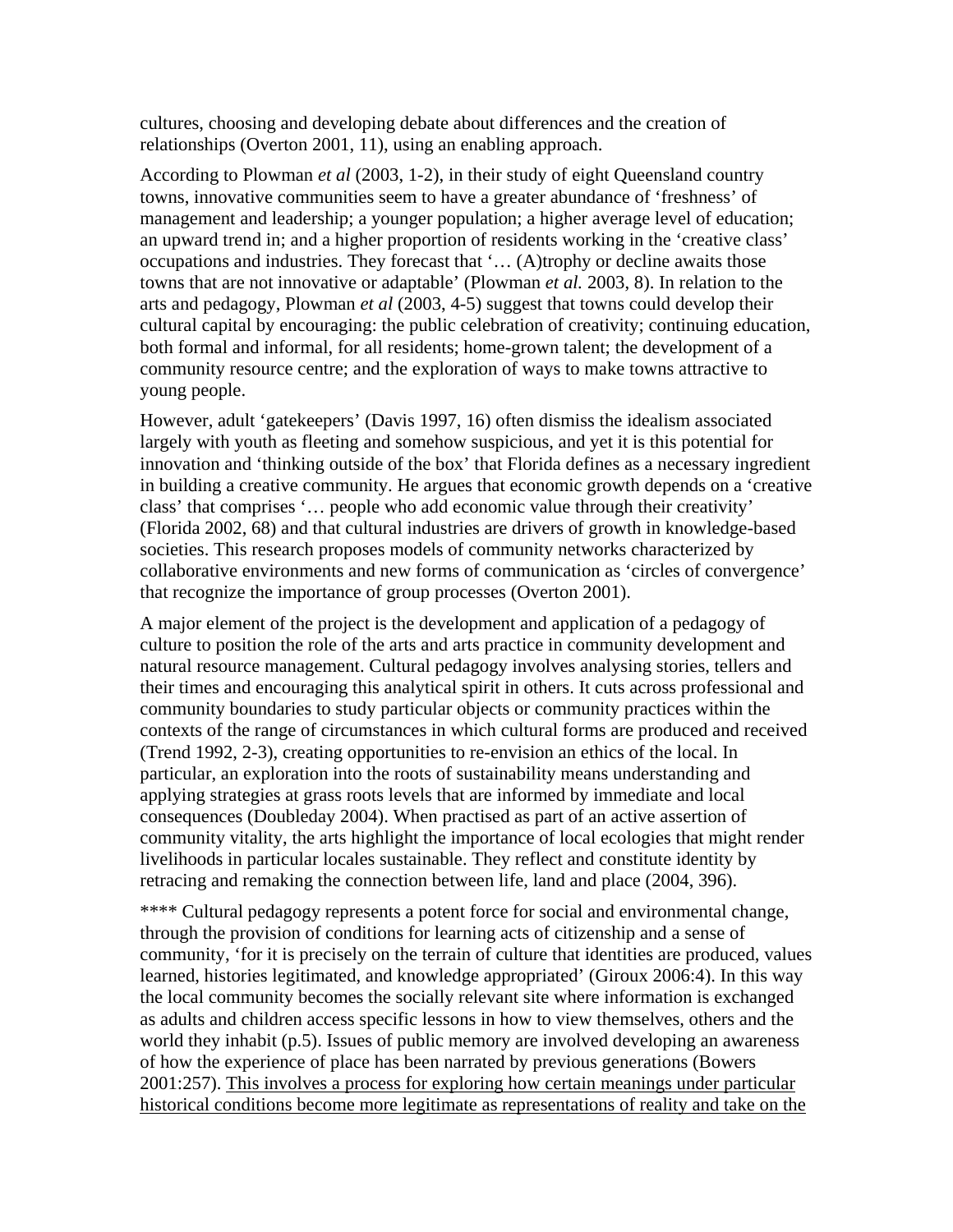cultures, choosing and developing debate about differences and the creation of relationships (Overton 2001, 11), using an enabling approach.

According to Plowman *et al* (2003, 1-2), in their study of eight Queensland country towns, innovative communities seem to have a greater abundance of 'freshness' of management and leadership; a younger population; a higher average level of education; an upward trend in; and a higher proportion of residents working in the 'creative class' occupations and industries. They forecast that '… (A)trophy or decline awaits those towns that are not innovative or adaptable' (Plowman *et al.* 2003, 8). In relation to the arts and pedagogy, Plowman *et al* (2003, 4-5) suggest that towns could develop their cultural capital by encouraging: the public celebration of creativity; continuing education, both formal and informal, for all residents; home-grown talent; the development of a community resource centre; and the exploration of ways to make towns attractive to young people.

However, adult 'gatekeepers' (Davis 1997, 16) often dismiss the idealism associated largely with youth as fleeting and somehow suspicious, and yet it is this potential for innovation and 'thinking outside of the box' that Florida defines as a necessary ingredient in building a creative community. He argues that economic growth depends on a 'creative class' that comprises '… people who add economic value through their creativity' (Florida 2002, 68) and that cultural industries are drivers of growth in knowledge-based societies. This research proposes models of community networks characterized by collaborative environments and new forms of communication as 'circles of convergence' that recognize the importance of group processes (Overton 2001).

A major element of the project is the development and application of a pedagogy of culture to position the role of the arts and arts practice in community development and natural resource management. Cultural pedagogy involves analysing stories, tellers and their times and encouraging this analytical spirit in others. It cuts across professional and community boundaries to study particular objects or community practices within the contexts of the range of circumstances in which cultural forms are produced and received (Trend 1992, 2-3), creating opportunities to re-envision an ethics of the local. In particular, an exploration into the roots of sustainability means understanding and applying strategies at grass roots levels that are informed by immediate and local consequences (Doubleday 2004). When practised as part of an active assertion of community vitality, the arts highlight the importance of local ecologies that might render livelihoods in particular locales sustainable. They reflect and constitute identity by retracing and remaking the connection between life, land and place (2004, 396).

**** Cultural pedagogy represents a potent force for social and environmental change, through the provision of conditions for learning acts of citizenship and a sense of community, 'for it is precisely on the terrain of culture that identities are produced, values learned, histories legitimated, and knowledge appropriated' (Giroux 2006:4). In this way the local community becomes the socially relevant site where information is exchanged as adults and children access specific lessons in how to view themselves, others and the world they inhabit (p.5). Issues of public memory are involved developing an awareness of how the experience of place has been narrated by previous generations (Bowers 2001:257). <u>This involves a process for exploring how certain meanings under particular historical conditions become more legitimate as representations of reality and take on the</u>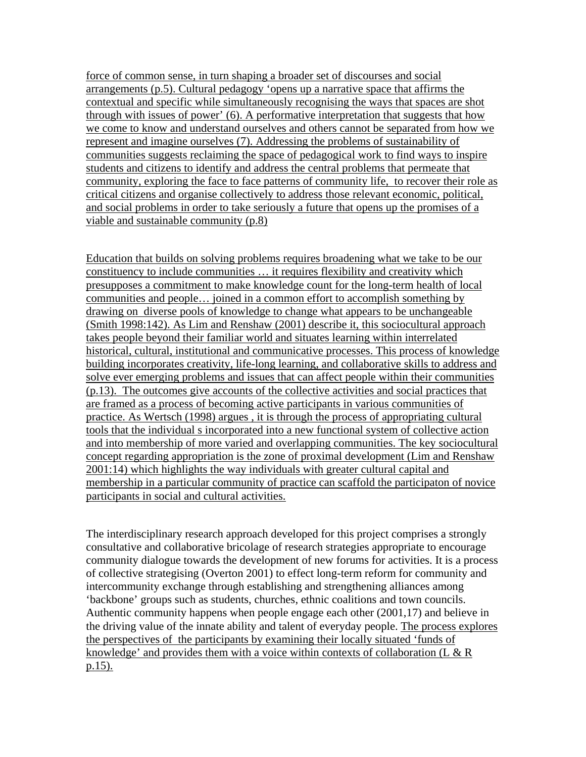force of common sense, in turn shaping a broader set of discourses and social arrangements (p.5). Cultural pedagogy 'opens up a narrative space that affirms the contextual and specific while simultaneously recognising the ways that spaces are shot through with issues of power' (6). A performative interpretation that suggests that how we come to know and understand ourselves and others cannot be separated from how we represent and imagine ourselves (7). Addressing the problems of sustainability of communities suggests reclaiming the space of pedagogical work to find ways to inspire students and citizens to identify and address the central problems that permeate that community, exploring the face to face patterns of community life, to recover their role as critical citizens and organise collectively to address those relevant economic, political, and social problems in order to take seriously a future that opens up the promises of a viable and sustainable community (p.8)

Education that builds on solving problems requires broadening what we take to be our constituency to include communities … it requires flexibility and creativity which presupposes a commitment to make knowledge count for the long-term health of local communities and people… joined in a common effort to accomplish something by drawing on diverse pools of knowledge to change what appears to be unchangeable (Smith 1998:142). As Lim and Renshaw (2001) describe it, this sociocultural approach takes people beyond their familiar world and situates learning within interrelated historical, cultural, institutional and communicative processes. This process of knowledge building incorporates creativity, life-long learning, and collaborative skills to address and solve ever emerging problems and issues that can affect people within their communities (p.13). The outcomes give accounts of the collective activities and social practices that are framed as a process of becoming active participants in various communities of practice. As Wertsch (1998) argues , it is through the process of appropriating cultural tools that the individual s incorporated into a new functional system of collective action and into membership of more varied and overlapping communities. The key sociocultural concept regarding appropriation is the zone of proximal development (Lim and Renshaw 2001:14) which highlights the way individuals with greater cultural capital and membership in a particular community of practice can scaffold the participaton of novice participants in social and cultural activities.

The interdisciplinary research approach developed for this project comprises a strongly consultative and collaborative bricolage of research strategies appropriate to encourage community dialogue towards the development of new forums for activities. It is a process of collective strategising (Overton 2001) to effect long-term reform for community and intercommunity exchange through establishing and strengthening alliances among 'backbone' groups such as students, churches, ethnic coalitions and town councils. Authentic community happens when people engage each other (2001,17) and believe in the driving value of the innate ability and talent of everyday people. The process explores the perspectives of the participants by examining their locally situated 'funds of knowledge' and provides them with a voice within contexts of collaboration (L & R p.15).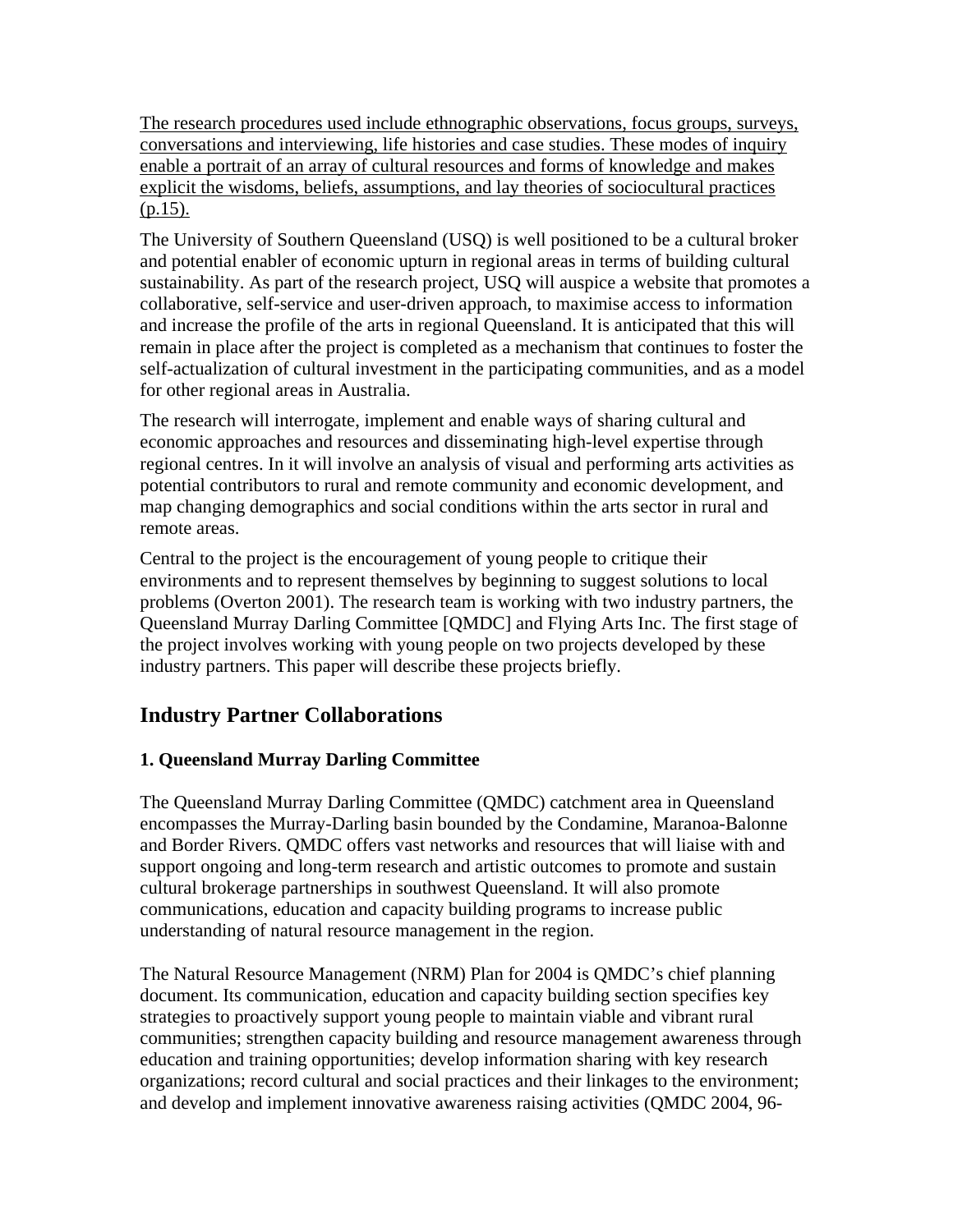The research procedures used include ethnographic observations, focus groups, surveys, conversations and interviewing, life histories and case studies. These modes of inquiry enable a portrait of an array of cultural resources and forms of knowledge and makes explicit the wisdoms, beliefs, assumptions, and lay theories of sociocultural practices (p.15).

The University of Southern Queensland (USQ) is well positioned to be a cultural broker and potential enabler of economic upturn in regional areas in terms of building cultural sustainability. As part of the research project, USQ will auspice a website that promotes a collaborative, self-service and user-driven approach, to maximise access to information and increase the profile of the arts in regional Queensland. It is anticipated that this will remain in place after the project is completed as a mechanism that continues to foster the self-actualization of cultural investment in the participating communities, and as a model for other regional areas in Australia.

The research will interrogate, implement and enable ways of sharing cultural and economic approaches and resources and disseminating high-level expertise through regional centres. In it will involve an analysis of visual and performing arts activities as potential contributors to rural and remote community and economic development, and map changing demographics and social conditions within the arts sector in rural and remote areas.

Central to the project is the encouragement of young people to critique their environments and to represent themselves by beginning to suggest solutions to local problems (Overton 2001). The research team is working with two industry partners, the Queensland Murray Darling Committee [QMDC] and Flying Arts Inc. The first stage of the project involves working with young people on two projects developed by these industry partners. This paper will describe these projects briefly.

## Industry Partner Collaborations

### 1. Queensland Murray Darling Committee

The Queensland Murray Darling Committee (QMDC) catchment area in Queensland encompasses the Murray-Darling basin bounded by the Condamine, Maranoa-Balonne and Border Rivers. QMDC offers vast networks and resources that will liaise with and support ongoing and long-term research and artistic outcomes to promote and sustain cultural brokerage partnerships in southwest Queensland. It will also promote communications, education and capacity building programs to increase public understanding of natural resource management in the region.

The Natural Resource Management (NRM) Plan for 2004 is QMDC's chief planning document. Its communication, education and capacity building section specifies key strategies to proactively support young people to maintain viable and vibrant rural communities; strengthen capacity building and resource management awareness through education and training opportunities; develop information sharing with key research organizations; record cultural and social practices and their linkages to the environment; and develop and implement innovative awareness raising activities (QMDC 2004, 96-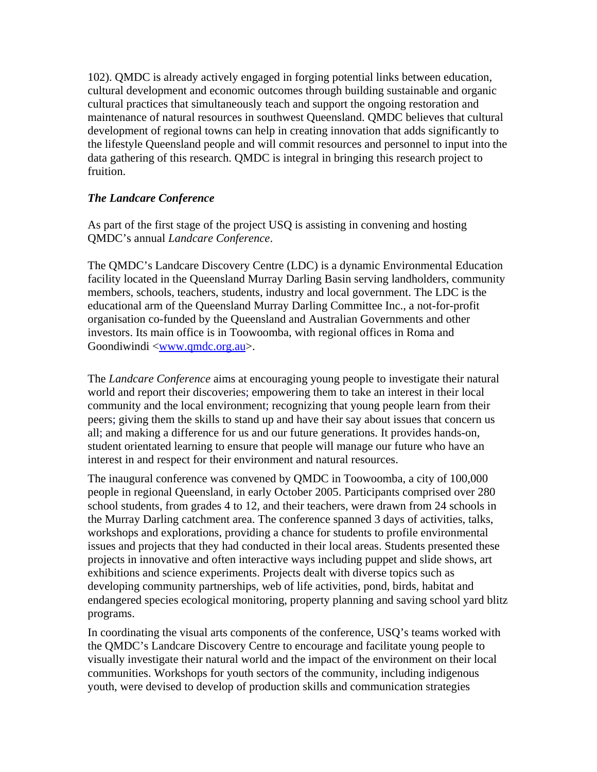102). QMDC is already actively engaged in forging potential links between education, cultural development and economic outcomes through building sustainable and organic cultural practices that simultaneously teach and support the ongoing restoration and maintenance of natural resources in southwest Queensland. QMDC believes that cultural development of regional towns can help in creating innovation that adds significantly to the lifestyle Queensland people and will commit resources and personnel to input into the data gathering of this research. QMDC is integral in bringing this research project to fruition.

***The Landcare Conference***

As part of the first stage of the project USQ is assisting in convening and hosting QMDC's annual *Landcare Conference*.

The QMDC's Landcare Discovery Centre (LDC) is a dynamic Environmental Education facility located in the Queensland Murray Darling Basin serving landholders, community members, schools, teachers, students, industry and local government. The LDC is the educational arm of the Queensland Murray Darling Committee Inc., a not-for-profit organisation co-funded by the Queensland and Australian Governments and other investors. Its main office is in Toowoomba, with regional offices in Roma and Goondiwindi <www.qmdc.org.au>.

The *Landcare Conference* aims at encouraging young people to investigate their natural world and report their discoveries; empowering them to take an interest in their local community and the local environment; recognizing that young people learn from their peers; giving them the skills to stand up and have their say about issues that concern us all; and making a difference for us and our future generations. It provides hands-on, student orientated learning to ensure that people will manage our future who have an interest in and respect for their environment and natural resources.

The inaugural conference was convened by QMDC in Toowoomba, a city of 100,000 people in regional Queensland, in early October 2005. Participants comprised over 280 school students, from grades 4 to 12, and their teachers, were drawn from 24 schools in the Murray Darling catchment area. The conference spanned 3 days of activities, talks, workshops and explorations, providing a chance for students to profile environmental issues and projects that they had conducted in their local areas. Students presented these projects in innovative and often interactive ways including puppet and slide shows, art exhibitions and science experiments. Projects dealt with diverse topics such as developing community partnerships, web of life activities, pond, birds, habitat and endangered species ecological monitoring, property planning and saving school yard blitz programs.

In coordinating the visual arts components of the conference, USQ's teams worked with the QMDC's Landcare Discovery Centre to encourage and facilitate young people to visually investigate their natural world and the impact of the environment on their local communities. Workshops for youth sectors of the community, including indigenous youth, were devised to develop of production skills and communication strategies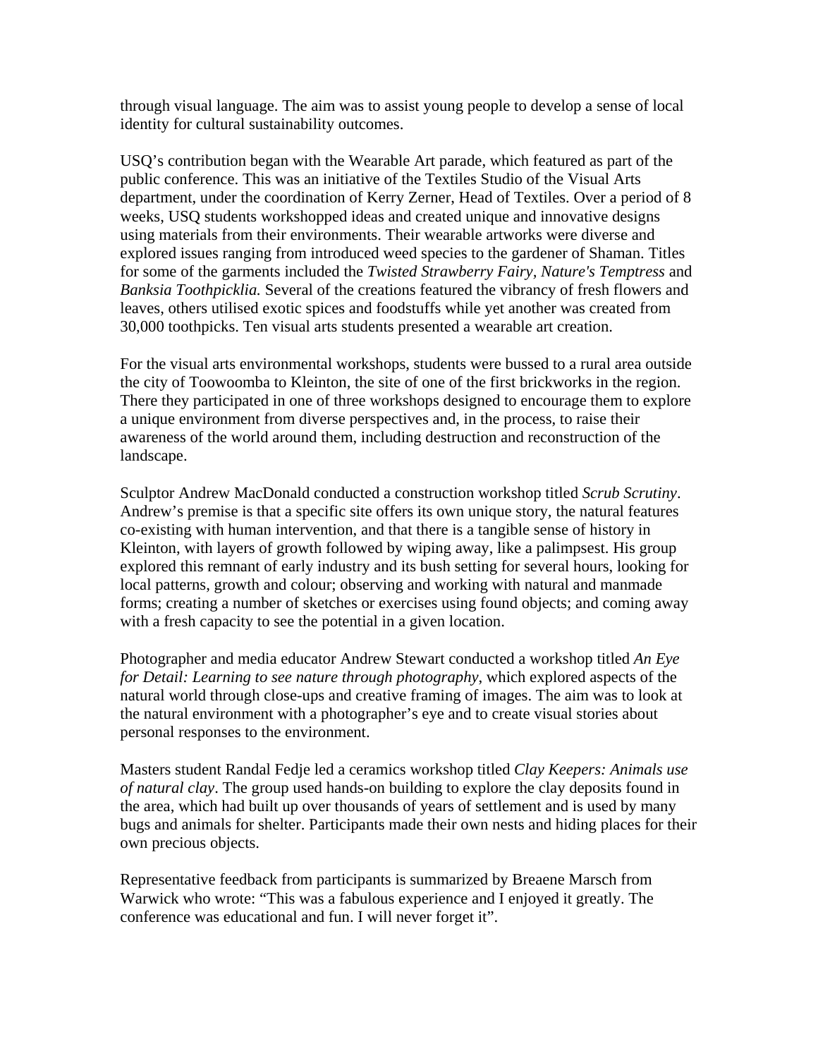through visual language. The aim was to assist young people to develop a sense of local identity for cultural sustainability outcomes.

USQ's contribution began with the Wearable Art parade, which featured as part of the public conference. This was an initiative of the Textiles Studio of the Visual Arts department, under the coordination of Kerry Zerner, Head of Textiles. Over a period of 8 weeks, USQ students workshopped ideas and created unique and innovative designs using materials from their environments. Their wearable artworks were diverse and explored issues ranging from introduced weed species to the gardener of Shaman. Titles for some of the garments included the *Twisted Strawberry Fairy, Nature's Temptress* and *Banksia Toothpicklia.* Several of the creations featured the vibrancy of fresh flowers and leaves, others utilised exotic spices and foodstuffs while yet another was created from 30,000 toothpicks. Ten visual arts students presented a wearable art creation.

For the visual arts environmental workshops, students were bussed to a rural area outside the city of Toowoomba to Kleinton, the site of one of the first brickworks in the region. There they participated in one of three workshops designed to encourage them to explore a unique environment from diverse perspectives and, in the process, to raise their awareness of the world around them, including destruction and reconstruction of the landscape.

Sculptor Andrew MacDonald conducted a construction workshop titled *Scrub Scrutiny*. Andrew's premise is that a specific site offers its own unique story, the natural features co-existing with human intervention, and that there is a tangible sense of history in Kleinton, with layers of growth followed by wiping away, like a palimpsest. His group explored this remnant of early industry and its bush setting for several hours, looking for local patterns, growth and colour; observing and working with natural and manmade forms; creating a number of sketches or exercises using found objects; and coming away with a fresh capacity to see the potential in a given location.

Photographer and media educator Andrew Stewart conducted a workshop titled *An Eye for Detail: Learning to see nature through photography*, which explored aspects of the natural world through close-ups and creative framing of images. The aim was to look at the natural environment with a photographer's eye and to create visual stories about personal responses to the environment.

Masters student Randal Fedje led a ceramics workshop titled *Clay Keepers: Animals use of natural clay*. The group used hands-on building to explore the clay deposits found in the area, which had built up over thousands of years of settlement and is used by many bugs and animals for shelter. Participants made their own nests and hiding places for their own precious objects.

Representative feedback from participants is summarized by Breaene Marsch from Warwick who wrote: "This was a fabulous experience and I enjoyed it greatly. The conference was educational and fun. I will never forget it".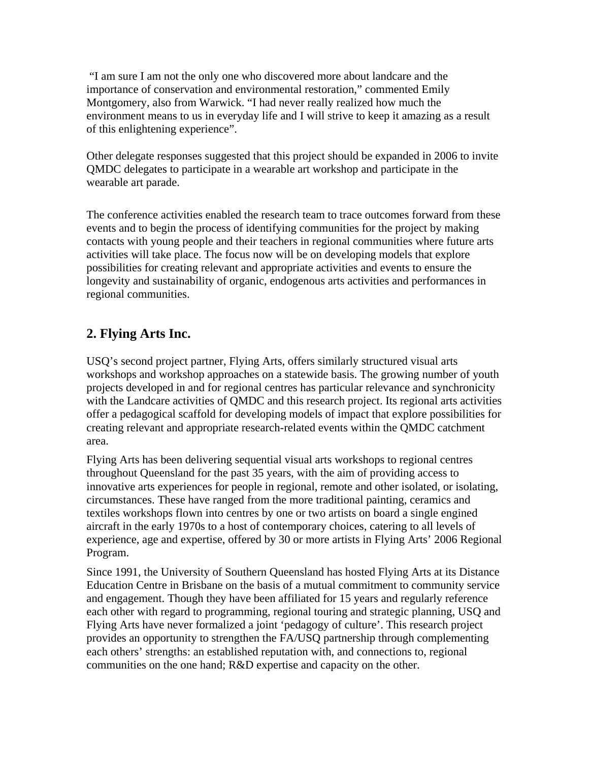"I am sure I am not the only one who discovered more about landcare and the importance of conservation and environmental restoration," commented Emily Montgomery, also from Warwick. "I had never really realized how much the environment means to us in everyday life and I will strive to keep it amazing as a result of this enlightening experience".

Other delegate responses suggested that this project should be expanded in 2006 to invite QMDC delegates to participate in a wearable art workshop and participate in the wearable art parade.

The conference activities enabled the research team to trace outcomes forward from these events and to begin the process of identifying communities for the project by making contacts with young people and their teachers in regional communities where future arts activities will take place. The focus now will be on developing models that explore possibilities for creating relevant and appropriate activities and events to ensure the longevity and sustainability of organic, endogenous arts activities and performances in regional communities.

## 2. Flying Arts Inc.

USQ's second project partner, Flying Arts, offers similarly structured visual arts workshops and workshop approaches on a statewide basis. The growing number of youth projects developed in and for regional centres has particular relevance and synchronicity with the Landcare activities of QMDC and this research project. Its regional arts activities offer a pedagogical scaffold for developing models of impact that explore possibilities for creating relevant and appropriate research-related events within the QMDC catchment area.

Flying Arts has been delivering sequential visual arts workshops to regional centres throughout Queensland for the past 35 years, with the aim of providing access to innovative arts experiences for people in regional, remote and other isolated, or isolating, circumstances. These have ranged from the more traditional painting, ceramics and textiles workshops flown into centres by one or two artists on board a single engined aircraft in the early 1970s to a host of contemporary choices, catering to all levels of experience, age and expertise, offered by 30 or more artists in Flying Arts' 2006 Regional Program.

Since 1991, the University of Southern Queensland has hosted Flying Arts at its Distance Education Centre in Brisbane on the basis of a mutual commitment to community service and engagement. Though they have been affiliated for 15 years and regularly reference each other with regard to programming, regional touring and strategic planning, USQ and Flying Arts have never formalized a joint 'pedagogy of culture'. This research project provides an opportunity to strengthen the FA/USQ partnership through complementing each others' strengths: an established reputation with, and connections to, regional communities on the one hand; R&D expertise and capacity on the other.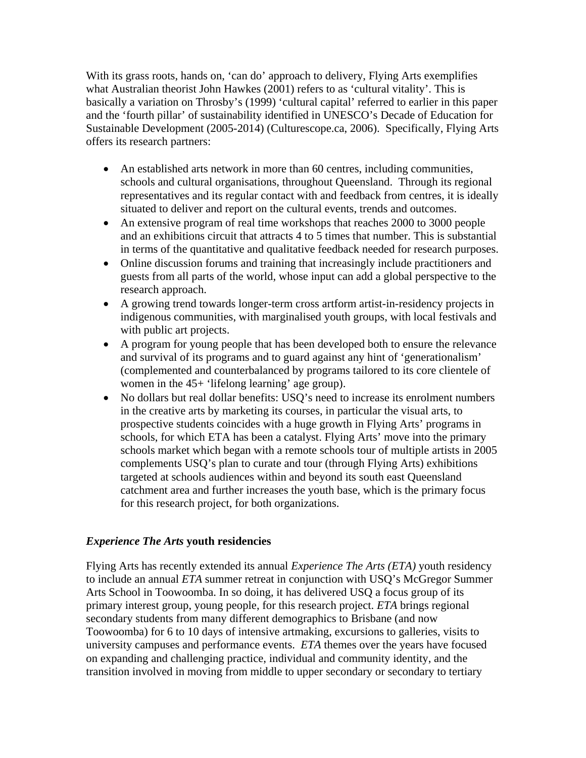With its grass roots, hands on, 'can do' approach to delivery, Flying Arts exemplifies what Australian theorist John Hawkes (2001) refers to as 'cultural vitality'. This is basically a variation on Throsby's (1999) 'cultural capital' referred to earlier in this paper and the 'fourth pillar' of sustainability identified in UNESCO's Decade of Education for Sustainable Development (2005-2014) (Culturescope.ca, 2006). Specifically, Flying Arts offers its research partners:

- An established arts network in more than 60 centres, including communities, schools and cultural organisations, throughout Queensland. Through its regional representatives and its regular contact with and feedback from centres, it is ideally situated to deliver and report on the cultural events, trends and outcomes.
- An extensive program of real time workshops that reaches 2000 to 3000 people and an exhibitions circuit that attracts 4 to 5 times that number. This is substantial in terms of the quantitative and qualitative feedback needed for research purposes.
- Online discussion forums and training that increasingly include practitioners and guests from all parts of the world, whose input can add a global perspective to the research approach.
- A growing trend towards longer-term cross artform artist-in-residency projects in indigenous communities, with marginalised youth groups, with local festivals and with public art projects.
- A program for young people that has been developed both to ensure the relevance and survival of its programs and to guard against any hint of 'generationalism' (complemented and counterbalanced by programs tailored to its core clientele of women in the 45+ 'lifelong learning' age group).
- No dollars but real dollar benefits: USQ's need to increase its enrolment numbers in the creative arts by marketing its courses, in particular the visual arts, to prospective students coincides with a huge growth in Flying Arts' programs in schools, for which ETA has been a catalyst. Flying Arts' move into the primary schools market which began with a remote schools tour of multiple artists in 2005 complements USQ's plan to curate and tour (through Flying Arts) exhibitions targeted at schools audiences within and beyond its south east Queensland catchment area and further increases the youth base, which is the primary focus for this research project, for both organizations.

### *Experience The Arts* youth residencies

Flying Arts has recently extended its annual *Experience The Arts (ETA)* youth residency to include an annual *ETA* summer retreat in conjunction with USQ's McGregor Summer Arts School in Toowoomba. In so doing, it has delivered USQ a focus group of its primary interest group, young people, for this research project. *ETA* brings regional secondary students from many different demographics to Brisbane (and now Toowoomba) for 6 to 10 days of intensive artmaking, excursions to galleries, visits to university campuses and performance events. *ETA* themes over the years have focused on expanding and challenging practice, individual and community identity, and the transition involved in moving from middle to upper secondary or secondary to tertiary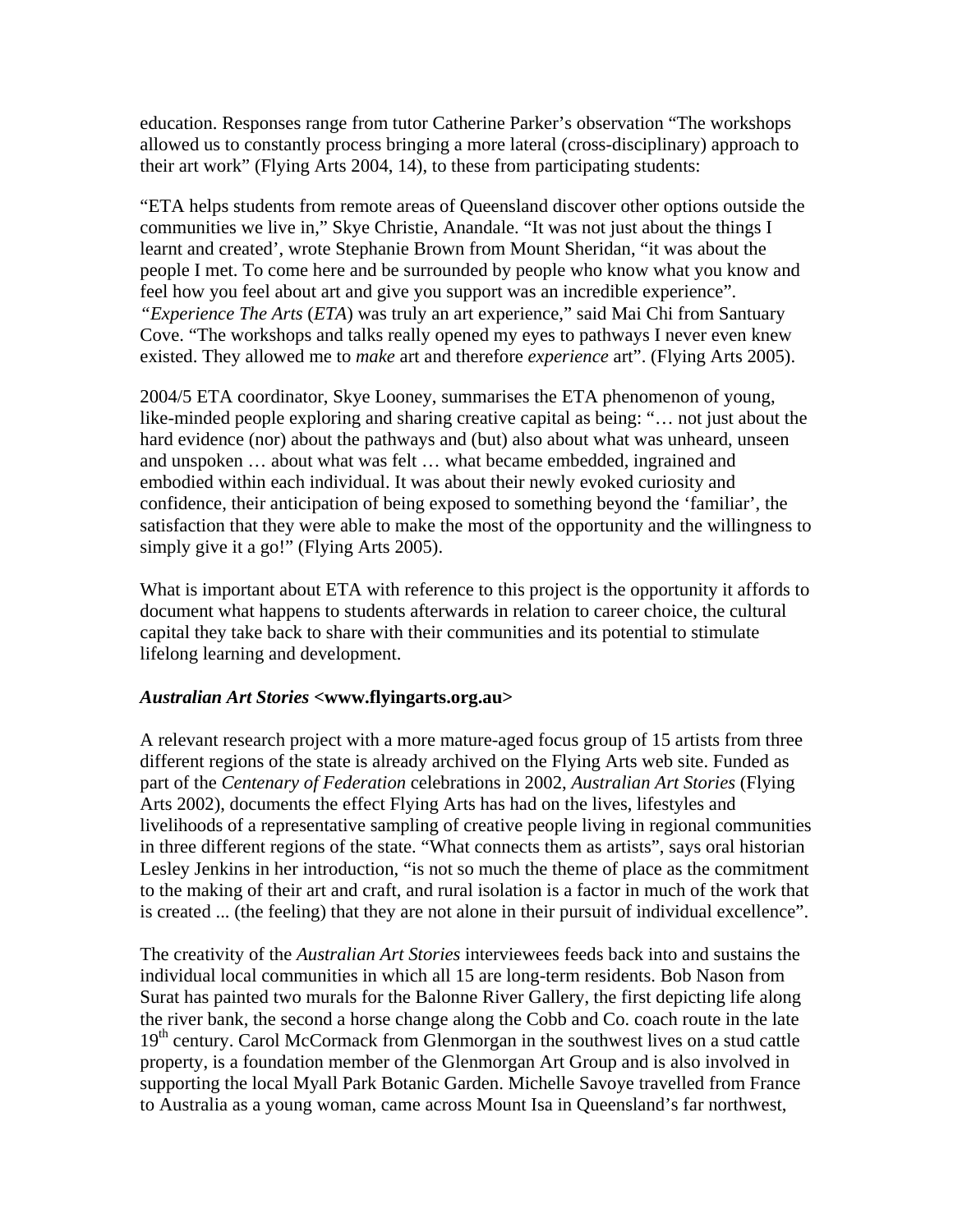education. Responses range from tutor Catherine Parker's observation "The workshops allowed us to constantly process bringing a more lateral (cross-disciplinary) approach to their art work" (Flying Arts 2004, 14), to these from participating students:

"ETA helps students from remote areas of Queensland discover other options outside the communities we live in," Skye Christie, Anandale. "It was not just about the things I learnt and created', wrote Stephanie Brown from Mount Sheridan, "it was about the people I met. To come here and be surrounded by people who know what you know and feel how you feel about art and give you support was an incredible experience". "*Experience The Arts* (*ETA*) was truly an art experience," said Mai Chi from Santuary Cove. "The workshops and talks really opened my eyes to pathways I never even knew existed. They allowed me to *make* art and therefore *experience* art". (Flying Arts 2005).

2004/5 ETA coordinator, Skye Looney, summarises the ETA phenomenon of young, like-minded people exploring and sharing creative capital as being: "… not just about the hard evidence (nor) about the pathways and (but) also about what was unheard, unseen and unspoken … about what was felt … what became embedded, ingrained and embodied within each individual. It was about their newly evoked curiosity and confidence, their anticipation of being exposed to something beyond the 'familiar', the satisfaction that they were able to make the most of the opportunity and the willingness to simply give it a go!" (Flying Arts 2005).

What is important about ETA with reference to this project is the opportunity it affords to document what happens to students afterwards in relation to career choice, the cultural capital they take back to share with their communities and its potential to stimulate lifelong learning and development.

### ***Australian Art Stories* <www.flyingarts.org.au>**

A relevant research project with a more mature-aged focus group of 15 artists from three different regions of the state is already archived on the Flying Arts web site. Funded as part of the *Centenary of Federation* celebrations in 2002, *Australian Art Stories* (Flying Arts 2002), documents the effect Flying Arts has had on the lives, lifestyles and livelihoods of a representative sampling of creative people living in regional communities in three different regions of the state. "What connects them as artists", says oral historian Lesley Jenkins in her introduction, "is not so much the theme of place as the commitment to the making of their art and craft, and rural isolation is a factor in much of the work that is created ... (the feeling) that they are not alone in their pursuit of individual excellence".

The creativity of the *Australian Art Stories* interviewees feeds back into and sustains the individual local communities in which all 15 are long-term residents. Bob Nason from Surat has painted two murals for the Balonne River Gallery, the first depicting life along the river bank, the second a horse change along the Cobb and Co. coach route in the late 19th century. Carol McCormack from Glenmorgan in the southwest lives on a stud cattle property, is a foundation member of the Glenmorgan Art Group and is also involved in supporting the local Myall Park Botanic Garden. Michelle Savoye travelled from France to Australia as a young woman, came across Mount Isa in Queensland's far northwest,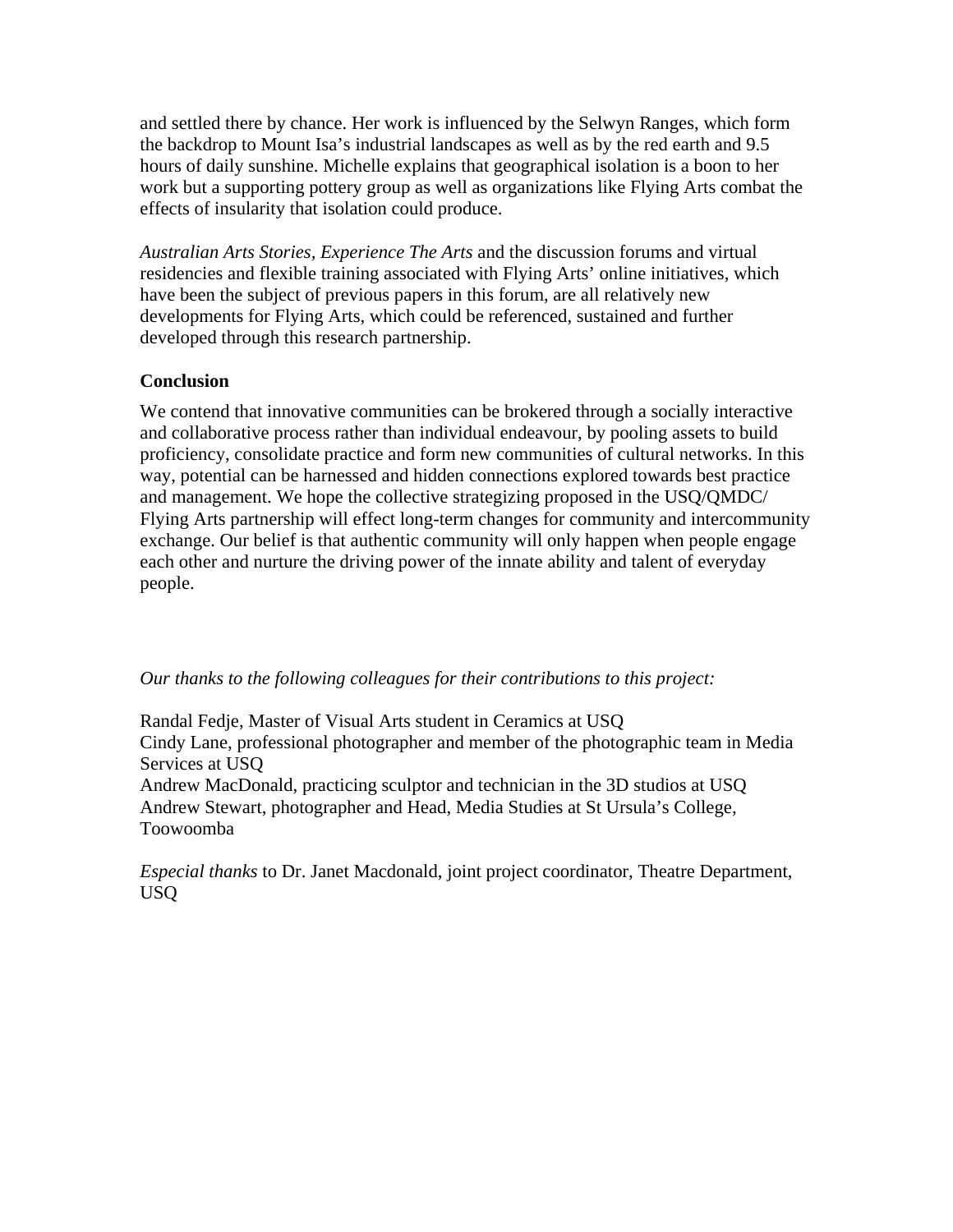and settled there by chance. Her work is influenced by the Selwyn Ranges, which form the backdrop to Mount Isa's industrial landscapes as well as by the red earth and 9.5 hours of daily sunshine. Michelle explains that geographical isolation is a boon to her work but a supporting pottery group as well as organizations like Flying Arts combat the effects of insularity that isolation could produce.

*Australian Arts Stories, Experience The Arts* and the discussion forums and virtual residencies and flexible training associated with Flying Arts' online initiatives, which have been the subject of previous papers in this forum, are all relatively new developments for Flying Arts, which could be referenced, sustained and further developed through this research partnership.

**Conclusion**

We contend that innovative communities can be brokered through a socially interactive and collaborative process rather than individual endeavour, by pooling assets to build proficiency, consolidate practice and form new communities of cultural networks. In this way, potential can be harnessed and hidden connections explored towards best practice and management. We hope the collective strategizing proposed in the USQ/QMDC/ Flying Arts partnership will effect long-term changes for community and intercommunity exchange. Our belief is that authentic community will only happen when people engage each other and nurture the driving power of the innate ability and talent of everyday people.

*Our thanks to the following colleagues for their contributions to this project:*

Randal Fedje, Master of Visual Arts student in Ceramics at USQ
Cindy Lane, professional photographer and member of the photographic team in Media Services at USQ
Andrew MacDonald, practicing sculptor and technician in the 3D studios at USQ
Andrew Stewart, photographer and Head, Media Studies at St Ursula's College, Toowoomba

*Especial thanks* to Dr. Janet Macdonald, joint project coordinator, Theatre Department, USQ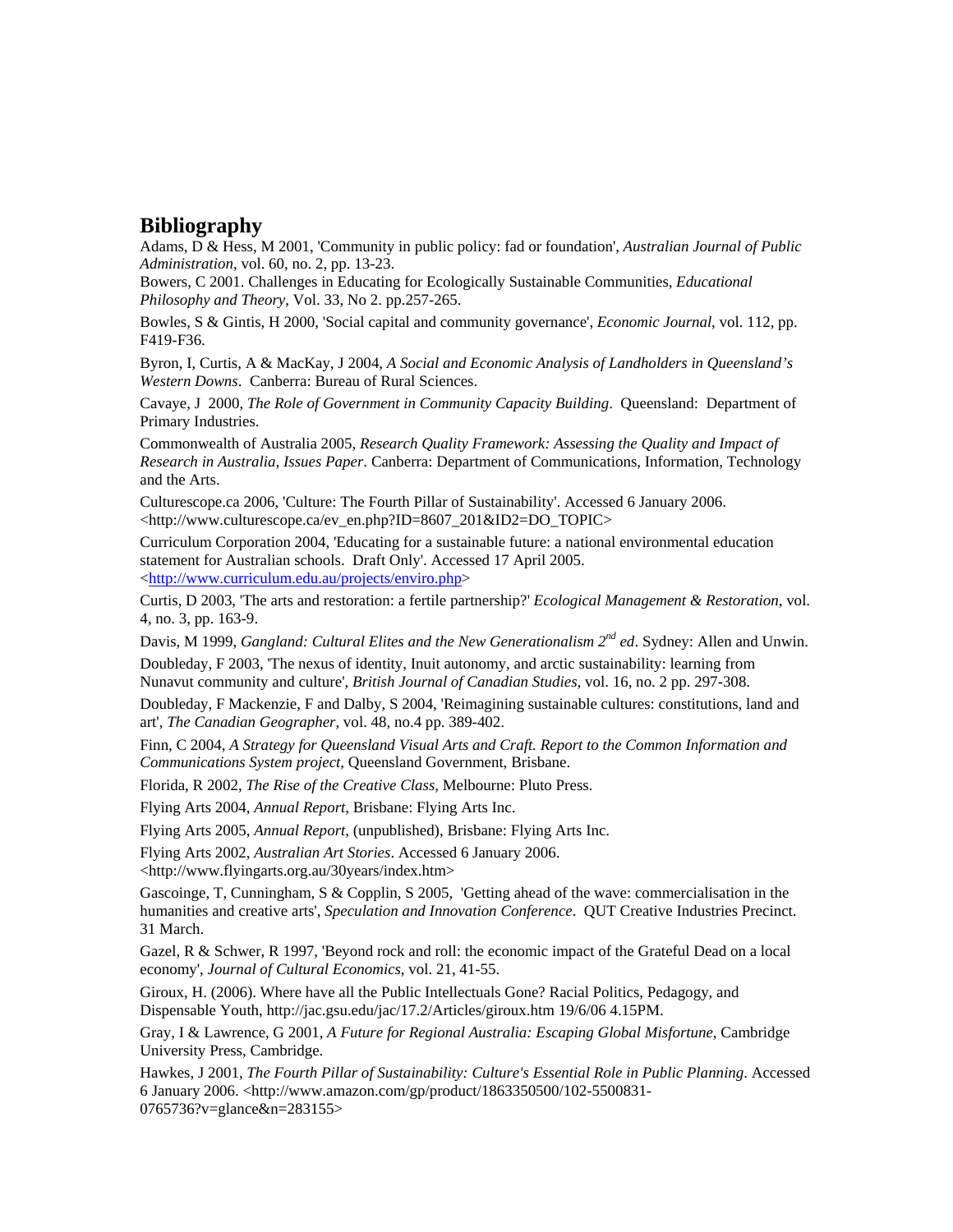## Bibliography

Adams, D & Hess, M 2001, 'Community in public policy: fad or foundation', *Australian Journal of Public Administration*, vol. 60, no. 2, pp. 13-23.

Bowers, C 2001. Challenges in Educating for Ecologically Sustainable Communities, *Educational Philosophy and Theory*, Vol. 33, No 2. pp.257-265.

Bowles, S & Gintis, H 2000, 'Social capital and community governance', *Economic Journal*, vol. 112, pp. F419-F36.

Byron, I, Curtis, A & MacKay, J 2004, *A Social and Economic Analysis of Landholders in Queensland's Western Downs*. Canberra: Bureau of Rural Sciences.

Cavaye, J 2000, *The Role of Government in Community Capacity Building*. Queensland: Department of Primary Industries.

Commonwealth of Australia 2005, *Research Quality Framework: Assessing the Quality and Impact of Research in Australia, Issues Paper*. Canberra: Department of Communications, Information, Technology and the Arts.

Culturescope.ca 2006, 'Culture: The Fourth Pillar of Sustainability'. Accessed 6 January 2006. <http://www.culturescope.ca/ev_en.php?ID=8607_201&ID2=DO_TOPIC>

Curriculum Corporation 2004, 'Educating for a sustainable future: a national environmental education statement for Australian schools. Draft Only'. Accessed 17 April 2005. <http://www.curriculum.edu.au/projects/enviro.php>

Curtis, D 2003, 'The arts and restoration: a fertile partnership?' *Ecological Management & Restoration*, vol. 4, no. 3, pp. 163-9.

Davis, M 1999, *Gangland: Cultural Elites and the New Generationalism 2nd ed*. Sydney: Allen and Unwin.

Doubleday, F 2003, 'The nexus of identity, Inuit autonomy, and arctic sustainability: learning from Nunavut community and culture', *British Journal of Canadian Studies*, vol. 16, no. 2 pp. 297-308.

Doubleday, F Mackenzie, F and Dalby, S 2004, 'Reimagining sustainable cultures: constitutions, land and art', *The Canadian Geographer*, vol. 48, no.4 pp. 389-402.

Finn, C 2004, *A Strategy for Queensland Visual Arts and Craft. Report to the Common Information and Communications System project*, Queensland Government, Brisbane.

Florida, R 2002, *The Rise of the Creative Class*, Melbourne: Pluto Press.

Flying Arts 2004, *Annual Report*, Brisbane: Flying Arts Inc.

Flying Arts 2005, *Annual Report*, (unpublished), Brisbane: Flying Arts Inc.

Flying Arts 2002, *Australian Art Stories*. Accessed 6 January 2006. <http://www.flyingarts.org.au/30years/index.htm>

Gascoinge, T, Cunningham, S & Copplin, S 2005, 'Getting ahead of the wave: commercialisation in the humanities and creative arts', *Speculation and Innovation Conference*. QUT Creative Industries Precinct. 31 March.

Gazel, R & Schwer, R 1997, 'Beyond rock and roll: the economic impact of the Grateful Dead on a local economy', *Journal of Cultural Economics*, vol. 21, 41-55.

Giroux, H. (2006). Where have all the Public Intellectuals Gone? Racial Politics, Pedagogy, and Dispensable Youth, http://jac.gsu.edu/jac/17.2/Articles/giroux.htm 19/6/06 4.15PM.

Gray, I & Lawrence, G 2001, *A Future for Regional Australia: Escaping Global Misfortune*, Cambridge University Press, Cambridge.

Hawkes, J 2001, *The Fourth Pillar of Sustainability: Culture's Essential Role in Public Planning*. Accessed 6 January 2006. <http://www.amazon.com/gp/product/1863350500/102-5500831-0765736?v=glance&n=283155>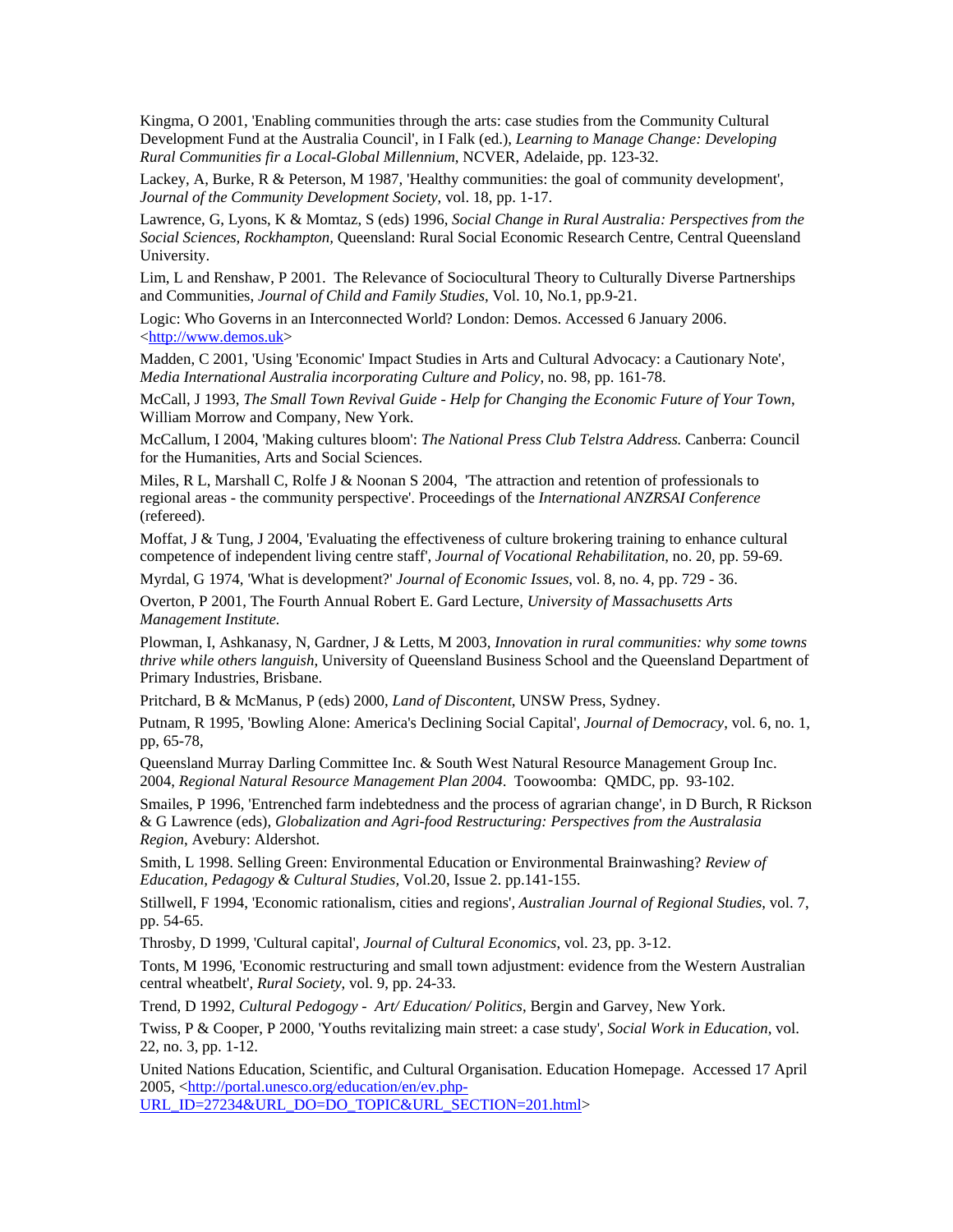Kingma, O 2001, 'Enabling communities through the arts: case studies from the Community Cultural Development Fund at the Australia Council', in I Falk (ed.), *Learning to Manage Change: Developing Rural Communities fir a Local-Global Millennium*, NCVER, Adelaide, pp. 123-32.

Lackey, A, Burke, R & Peterson, M 1987, 'Healthy communities: the goal of community development', *Journal of the Community Development Society*, vol. 18, pp. 1-17.

Lawrence, G, Lyons, K & Momtaz, S (eds) 1996, *Social Change in Rural Australia: Perspectives from the Social Sciences, Rockhampton*, Queensland: Rural Social Economic Research Centre, Central Queensland University.

Lim, L and Renshaw, P 2001. The Relevance of Sociocultural Theory to Culturally Diverse Partnerships and Communities, *Journal of Child and Family Studies*, Vol. 10, No.1, pp.9-21.

Logic: Who Governs in an Interconnected World? London: Demos. Accessed 6 January 2006. <http://www.demos.uk>

Madden, C 2001, 'Using 'Economic' Impact Studies in Arts and Cultural Advocacy: a Cautionary Note', *Media International Australia incorporating Culture and Policy*, no. 98, pp. 161-78.

McCall, J 1993, *The Small Town Revival Guide - Help for Changing the Economic Future of Your Town*, William Morrow and Company, New York.

McCallum, I 2004, 'Making cultures bloom': *The National Press Club Telstra Address.* Canberra: Council for the Humanities, Arts and Social Sciences.

Miles, R L, Marshall C, Rolfe J & Noonan S 2004, 'The attraction and retention of professionals to regional areas - the community perspective'. Proceedings of the *International ANZRSAI Conference* (refereed).

Moffat, J & Tung, J 2004, 'Evaluating the effectiveness of culture brokering training to enhance cultural competence of independent living centre staff', *Journal of Vocational Rehabilitation*, no. 20, pp. 59-69.

Myrdal, G 1974, 'What is development?' *Journal of Economic Issues*, vol. 8, no. 4, pp. 729 - 36.

Overton, P 2001, The Fourth Annual Robert E. Gard Lecture, *University of Massachusetts Arts Management Institute.*

Plowman, I, Ashkanasy, N, Gardner, J & Letts, M 2003, *Innovation in rural communities: why some towns thrive while others languish*, University of Queensland Business School and the Queensland Department of Primary Industries, Brisbane.

Pritchard, B & McManus, P (eds) 2000, *Land of Discontent*, UNSW Press, Sydney.

Putnam, R 1995, 'Bowling Alone: America's Declining Social Capital', *Journal of Democracy*, vol. 6, no. 1, pp, 65-78,

Queensland Murray Darling Committee Inc. & South West Natural Resource Management Group Inc. 2004, *Regional Natural Resource Management Plan 2004*. Toowoomba: QMDC, pp. 93-102.

Smailes, P 1996, 'Entrenched farm indebtedness and the process of agrarian change', in D Burch, R Rickson & G Lawrence (eds), *Globalization and Agri-food Restructuring: Perspectives from the Australasia Region*, Avebury: Aldershot.

Smith, L 1998. Selling Green: Environmental Education or Environmental Brainwashing? *Review of Education, Pedagogy & Cultural Studies*, Vol.20, Issue 2. pp.141-155.

Stillwell, F 1994, 'Economic rationalism, cities and regions', *Australian Journal of Regional Studies*, vol. 7, pp. 54-65.

Throsby, D 1999, 'Cultural capital', *Journal of Cultural Economics*, vol. 23, pp. 3-12.

Tonts, M 1996, 'Economic restructuring and small town adjustment: evidence from the Western Australian central wheatbelt', *Rural Society*, vol. 9, pp. 24-33.

Trend, D 1992, *Cultural Pedogogy - Art/ Education/ Politics*, Bergin and Garvey, New York.

Twiss, P & Cooper, P 2000, 'Youths revitalizing main street: a case study', *Social Work in Education*, vol. 22, no. 3, pp. 1-12.

United Nations Education, Scientific, and Cultural Organisation. Education Homepage. Accessed 17 April 2005, <http://portal.unesco.org/education/en/ev.php-URL_ID=27234&URL_DO=DO_TOPIC&URL_SECTION=201.html>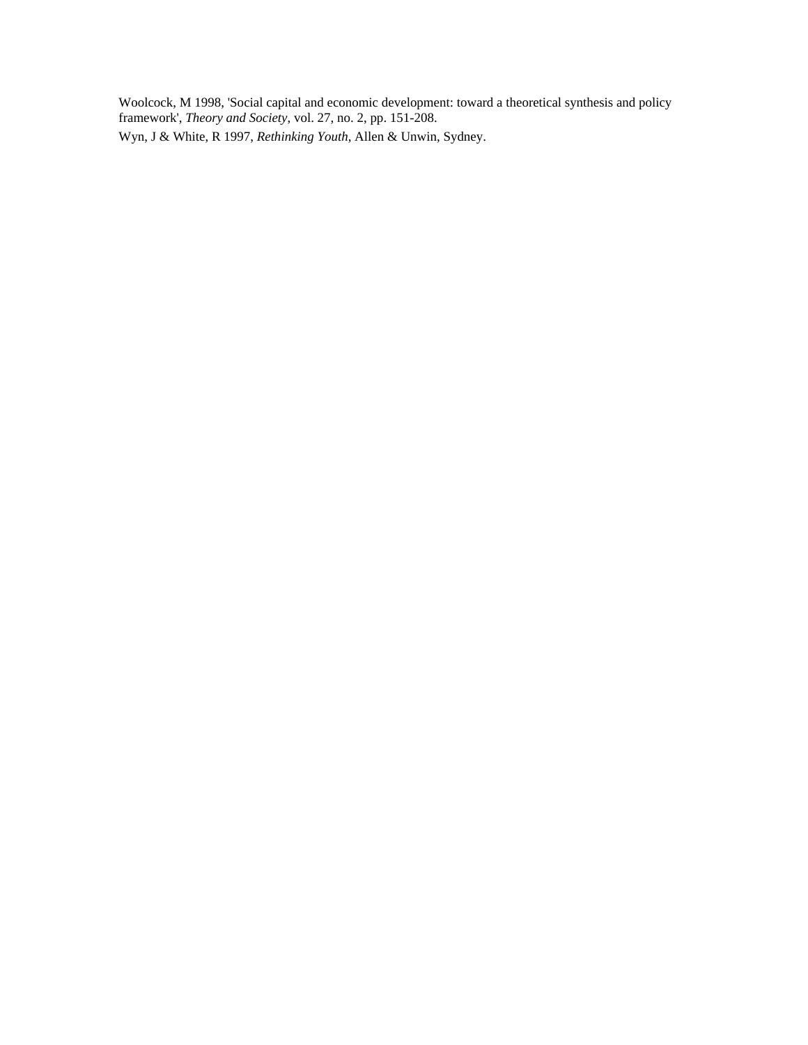Woolcock, M 1998, 'Social capital and economic development: toward a theoretical synthesis and policy framework', *Theory and Society*, vol. 27, no. 2, pp. 151-208.

Wyn, J & White, R 1997, *Rethinking Youth*, Allen & Unwin, Sydney.